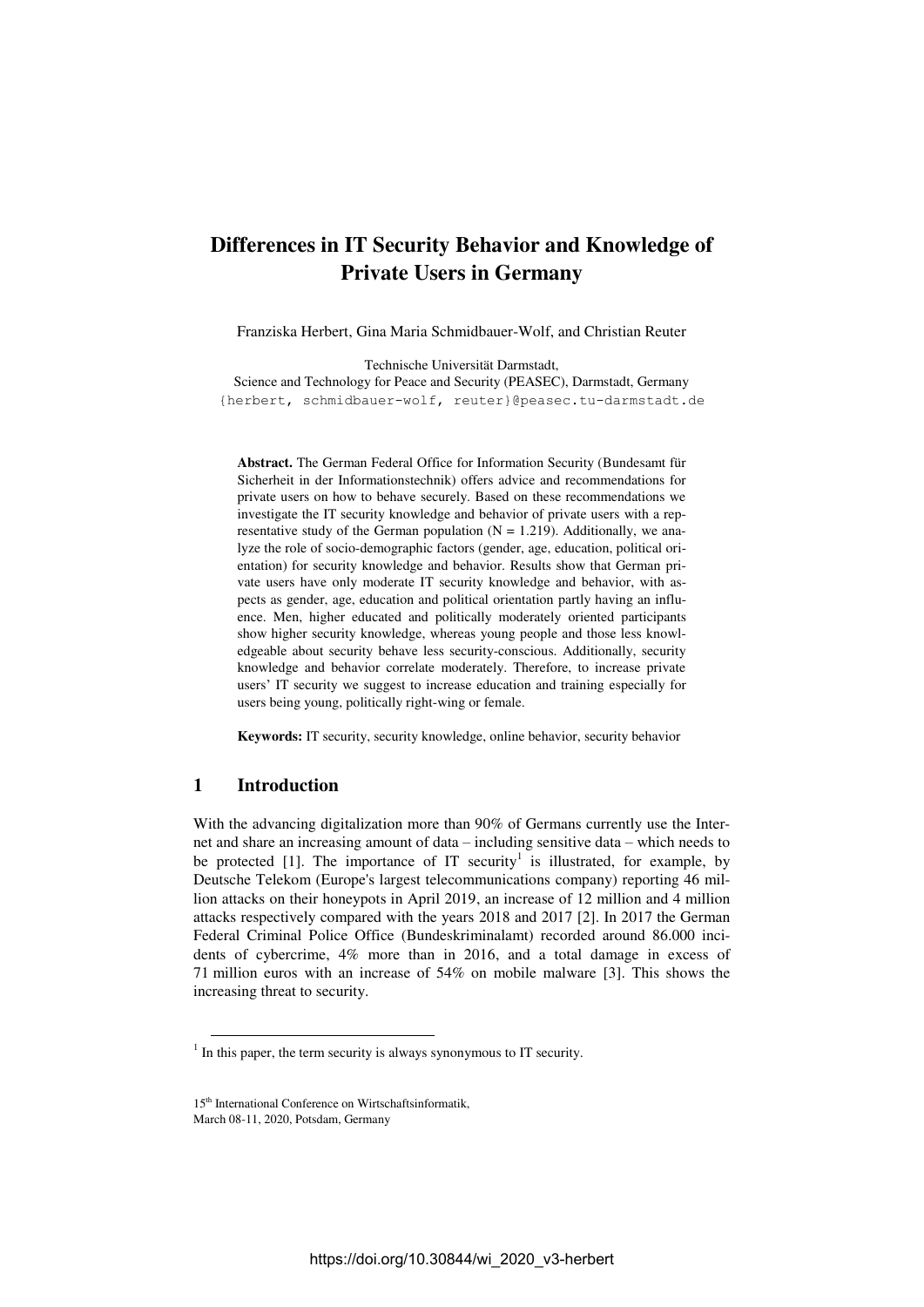# Differences in IT Security Behavior and Knowledge of Private Users in Germany

Franziska Herbert, Gina Maria Schmidbauer-Wolf, and Christian Reuter

Technische Universität Darmstadt,
Science and Technology for Peace and Security (PEASEC), Darmstadt, Germany
{herbert, schmidbauer-wolf, reuter}@peasec.tu-darmstadt.de

**Abstract.** The German Federal Office for Information Security (Bundesamt für Sicherheit in der Informationstechnik) offers advice and recommendations for private users on how to behave securely. Based on these recommendations we investigate the IT security knowledge and behavior of private users with a representative study of the German population (N = 1.219). Additionally, we analyze the role of socio-demographic factors (gender, age, education, political orientation) for security knowledge and behavior. Results show that German private users have only moderate IT security knowledge and behavior, with aspects as gender, age, education and political orientation partly having an influence. Men, higher educated and politically moderately oriented participants show higher security knowledge, whereas young people and those less knowledgeable about security behave less security-conscious. Additionally, security knowledge and behavior correlate moderately. Therefore, to increase private users' IT security we suggest to increase education and training especially for users being young, politically right-wing or female.

**Keywords:** IT security, security knowledge, online behavior, security behavior

## 1 Introduction

With the advancing digitalization more than 90% of Germans currently use the Internet and share an increasing amount of data – including sensitive data – which needs to be protected [1]. The importance of IT security[1] is illustrated, for example, by Deutsche Telekom (Europe's largest telecommunications company) reporting 46 million attacks on their honeypots in April 2019, an increase of 12 million and 4 million attacks respectively compared with the years 2018 and 2017 [2]. In 2017 the German Federal Criminal Police Office (Bundeskriminalamt) recorded around 86.000 incidents of cybercrime, 4% more than in 2016, and a total damage in excess of 71 million euros with an increase of 54% on mobile malware [3]. This shows the increasing threat to security.

[1] In this paper, the term security is always synonymous to IT security.

15th International Conference on Wirtschaftsinformatik,
March 08-11, 2020, Potsdam, Germany

https://doi.org/10.30844/wi_2020_v3-herbert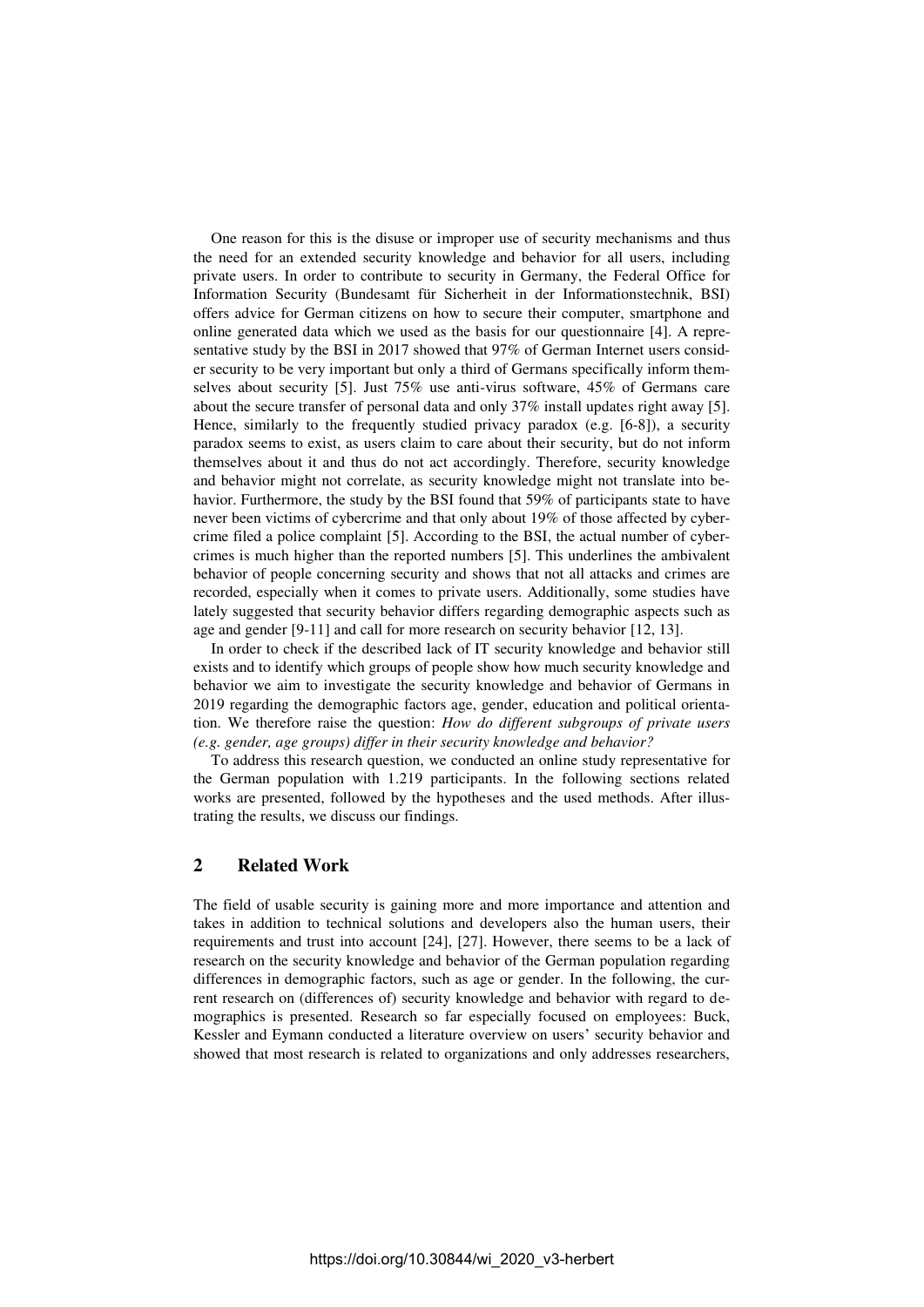One reason for this is the disuse or improper use of security mechanisms and thus the need for an extended security knowledge and behavior for all users, including private users. In order to contribute to security in Germany, the Federal Office for Information Security (Bundesamt für Sicherheit in der Informationstechnik, BSI) offers advice for German citizens on how to secure their computer, smartphone and online generated data which we used as the basis for our questionnaire [4]. A representative study by the BSI in 2017 showed that 97% of German Internet users consider security to be very important but only a third of Germans specifically inform themselves about security [5]. Just 75% use anti-virus software, 45% of Germans care about the secure transfer of personal data and only 37% install updates right away [5]. Hence, similarly to the frequently studied privacy paradox (e.g. [6-8]), a security paradox seems to exist, as users claim to care about their security, but do not inform themselves about it and thus do not act accordingly. Therefore, security knowledge and behavior might not correlate, as security knowledge might not translate into behavior. Furthermore, the study by the BSI found that 59% of participants state to have never been victims of cybercrime and that only about 19% of those affected by cybercrime filed a police complaint [5]. According to the BSI, the actual number of cybercrimes is much higher than the reported numbers [5]. This underlines the ambivalent behavior of people concerning security and shows that not all attacks and crimes are recorded, especially when it comes to private users. Additionally, some studies have lately suggested that security behavior differs regarding demographic aspects such as age and gender [9-11] and call for more research on security behavior [12, 13].

In order to check if the described lack of IT security knowledge and behavior still exists and to identify which groups of people show how much security knowledge and behavior we aim to investigate the security knowledge and behavior of Germans in 2019 regarding the demographic factors age, gender, education and political orientation. We therefore raise the question: *How do different subgroups of private users (e.g. gender, age groups) differ in their security knowledge and behavior?*

To address this research question, we conducted an online study representative for the German population with 1.219 participants. In the following sections related works are presented, followed by the hypotheses and the used methods. After illustrating the results, we discuss our findings.

## 2 Related Work

The field of usable security is gaining more and more importance and attention and takes in addition to technical solutions and developers also the human users, their requirements and trust into account [24], [27]. However, there seems to be a lack of research on the security knowledge and behavior of the German population regarding differences in demographic factors, such as age or gender. In the following, the current research on (differences of) security knowledge and behavior with regard to demographics is presented. Research so far especially focused on employees: Buck, Kessler and Eymann conducted a literature overview on users' security behavior and showed that most research is related to organizations and only addresses researchers,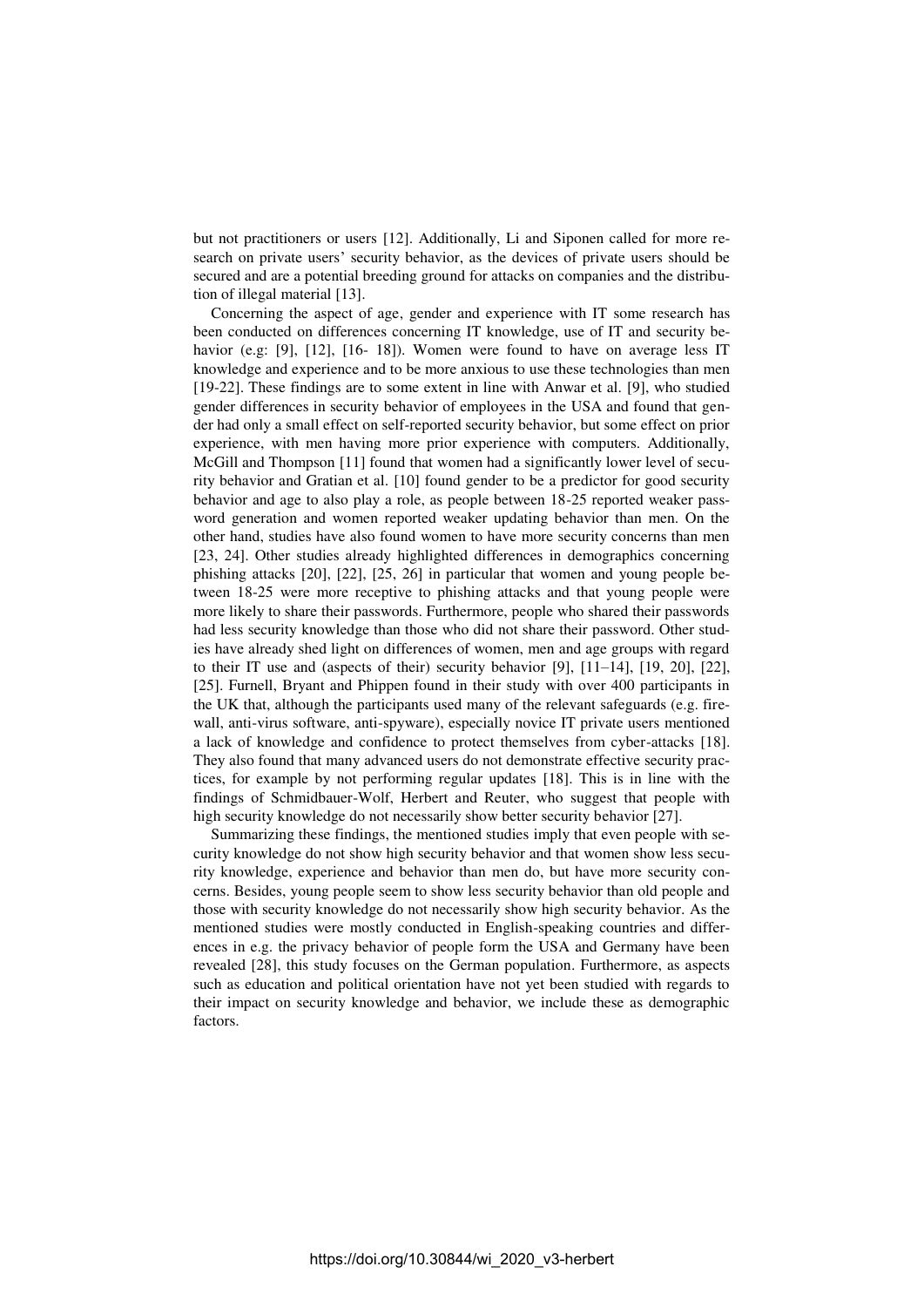but not practitioners or users [12]. Additionally, Li and Siponen called for more research on private users' security behavior, as the devices of private users should be secured and are a potential breeding ground for attacks on companies and the distribution of illegal material [13].

Concerning the aspect of age, gender and experience with IT some research has been conducted on differences concerning IT knowledge, use of IT and security behavior (e.g: [9], [12], [16- 18]). Women were found to have on average less IT knowledge and experience and to be more anxious to use these technologies than men [19-22]. These findings are to some extent in line with Anwar et al. [9], who studied gender differences in security behavior of employees in the USA and found that gender had only a small effect on self-reported security behavior, but some effect on prior experience, with men having more prior experience with computers. Additionally, McGill and Thompson [11] found that women had a significantly lower level of security behavior and Gratian et al. [10] found gender to be a predictor for good security behavior and age to also play a role, as people between 18-25 reported weaker password generation and women reported weaker updating behavior than men. On the other hand, studies have also found women to have more security concerns than men [23, 24]. Other studies already highlighted differences in demographics concerning phishing attacks [20], [22], [25, 26] in particular that women and young people between 18-25 were more receptive to phishing attacks and that young people were more likely to share their passwords. Furthermore, people who shared their passwords had less security knowledge than those who did not share their password. Other studies have already shed light on differences of women, men and age groups with regard to their IT use and (aspects of their) security behavior [9], [11–14], [19, 20], [22], [25]. Furnell, Bryant and Phippen found in their study with over 400 participants in the UK that, although the participants used many of the relevant safeguards (e.g. firewall, anti-virus software, anti-spyware), especially novice IT private users mentioned a lack of knowledge and confidence to protect themselves from cyber-attacks [18]. They also found that many advanced users do not demonstrate effective security practices, for example by not performing regular updates [18]. This is in line with the findings of Schmidbauer-Wolf, Herbert and Reuter, who suggest that people with high security knowledge do not necessarily show better security behavior [27].

Summarizing these findings, the mentioned studies imply that even people with security knowledge do not show high security behavior and that women show less security knowledge, experience and behavior than men do, but have more security concerns. Besides, young people seem to show less security behavior than old people and those with security knowledge do not necessarily show high security behavior. As the mentioned studies were mostly conducted in English-speaking countries and differences in e.g. the privacy behavior of people form the USA and Germany have been revealed [28], this study focuses on the German population. Furthermore, as aspects such as education and political orientation have not yet been studied with regards to their impact on security knowledge and behavior, we include these as demographic factors.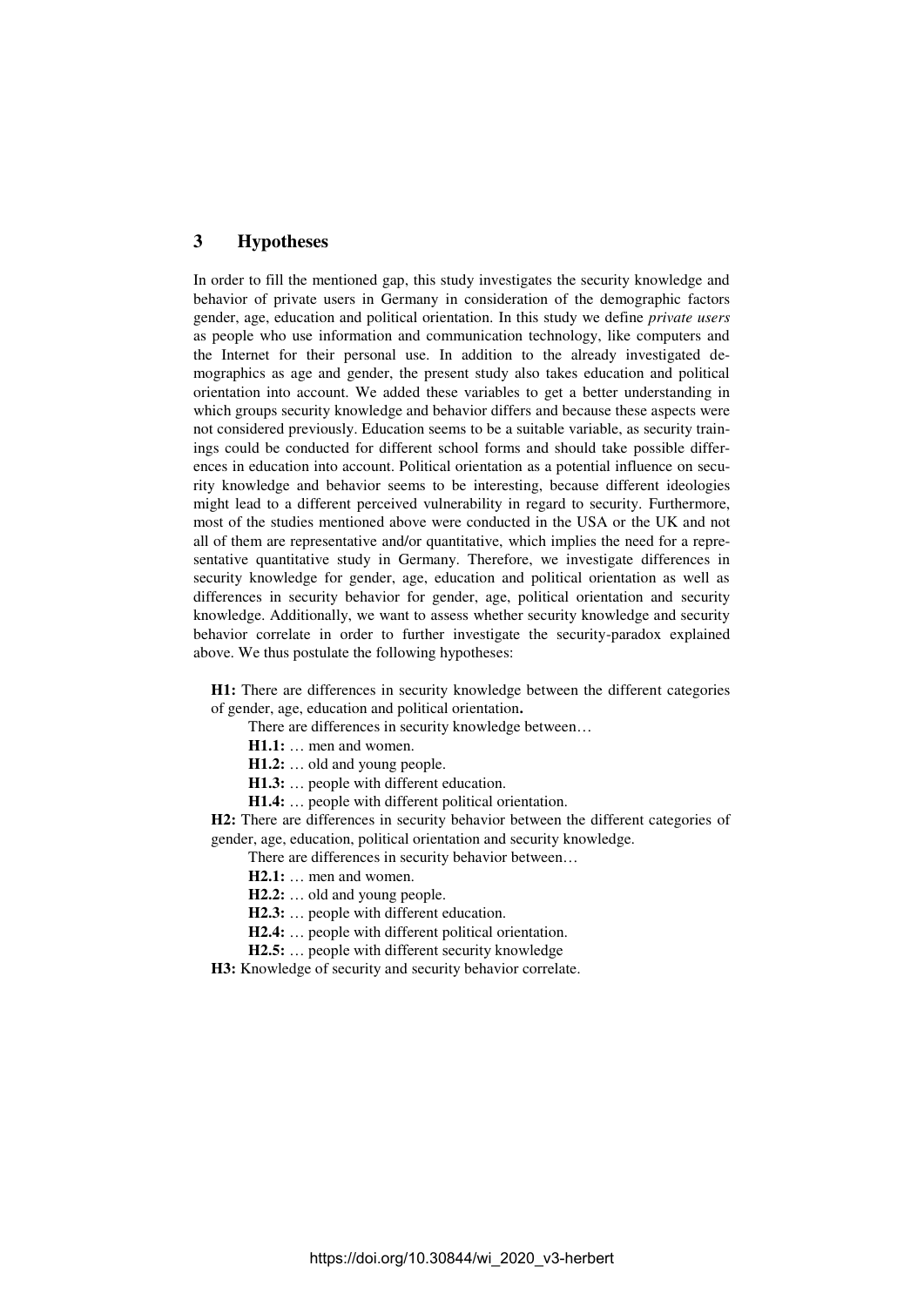## 3 Hypotheses

In order to fill the mentioned gap, this study investigates the security knowledge and behavior of private users in Germany in consideration of the demographic factors gender, age, education and political orientation. In this study we define *private users* as people who use information and communication technology, like computers and the Internet for their personal use. In addition to the already investigated demographics as age and gender, the present study also takes education and political orientation into account. We added these variables to get a better understanding in which groups security knowledge and behavior differs and because these aspects were not considered previously. Education seems to be a suitable variable, as security trainings could be conducted for different school forms and should take possible differences in education into account. Political orientation as a potential influence on security knowledge and behavior seems to be interesting, because different ideologies might lead to a different perceived vulnerability in regard to security. Furthermore, most of the studies mentioned above were conducted in the USA or the UK and not all of them are representative and/or quantitative, which implies the need for a representative quantitative study in Germany. Therefore, we investigate differences in security knowledge for gender, age, education and political orientation as well as differences in security behavior for gender, age, political orientation and security knowledge. Additionally, we want to assess whether security knowledge and security behavior correlate in order to further investigate the security-paradox explained above. We thus postulate the following hypotheses:

**H1:** There are differences in security knowledge between the different categories of gender, age, education and political orientation**.**

There are differences in security knowledge between…

- **H1.1:** … men and women.
- **H1.2:** … old and young people.
- **H1.3:** … people with different education.
- **H1.4:** … people with different political orientation.

**H2:** There are differences in security behavior between the different categories of gender, age, education, political orientation and security knowledge.

There are differences in security behavior between…

- **H2.1:** … men and women.
- **H2.2:** … old and young people.
- **H2.3:** … people with different education.
- **H2.4:** … people with different political orientation.
- **H2.5:** … people with different security knowledge

**H3:** Knowledge of security and security behavior correlate.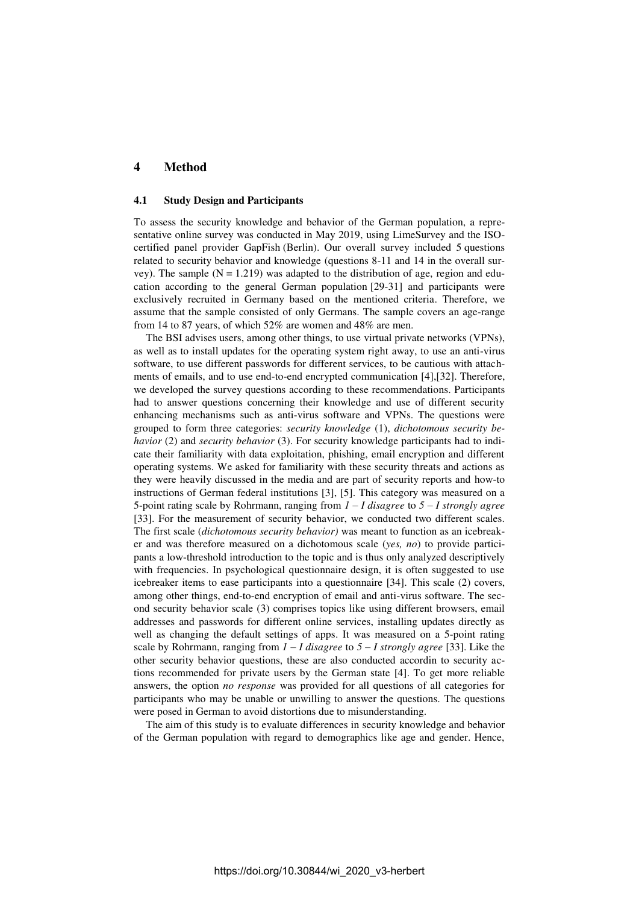## 4 Method

### 4.1 Study Design and Participants

To assess the security knowledge and behavior of the German population, a representative online survey was conducted in May 2019, using LimeSurvey and the ISO-certified panel provider GapFish (Berlin). Our overall survey included 5 questions related to security behavior and knowledge (questions 8-11 and 14 in the overall survey). The sample (N = 1.219) was adapted to the distribution of age, region and education according to the general German population [29-31] and participants were exclusively recruited in Germany based on the mentioned criteria. Therefore, we assume that the sample consisted of only Germans. The sample covers an age-range from 14 to 87 years, of which 52% are women and 48% are men.

The BSI advises users, among other things, to use virtual private networks (VPNs), as well as to install updates for the operating system right away, to use an anti-virus software, to use different passwords for different services, to be cautious with attachments of emails, and to use end-to-end encrypted communication [4],[32]. Therefore, we developed the survey questions according to these recommendations. Participants had to answer questions concerning their knowledge and use of different security enhancing mechanisms such as anti-virus software and VPNs. The questions were grouped to form three categories: *security knowledge* (1), *dichotomous security behavior* (2) and *security behavior* (3). For security knowledge participants had to indicate their familiarity with data exploitation, phishing, email encryption and different operating systems. We asked for familiarity with these security threats and actions as they were heavily discussed in the media and are part of security reports and how-to instructions of German federal institutions [3], [5]. This category was measured on a 5-point rating scale by Rohrmann, ranging from *1 – I disagree* to *5 – I strongly agree* [33]. For the measurement of security behavior, we conducted two different scales. The first scale (*dichotomous security behavior)* was meant to function as an icebreaker and was therefore measured on a dichotomous scale (*yes, no*) to provide participants a low-threshold introduction to the topic and is thus only analyzed descriptively with frequencies. In psychological questionnaire design, it is often suggested to use icebreaker items to ease participants into a questionnaire [34]. This scale (2) covers, among other things, end-to-end encryption of email and anti-virus software. The second security behavior scale (3) comprises topics like using different browsers, email addresses and passwords for different online services, installing updates directly as well as changing the default settings of apps. It was measured on a 5-point rating scale by Rohrmann, ranging from *1 – I disagree* to *5 – I strongly agree* [33]. Like the other security behavior questions, these are also conducted accordin to security actions recommended for private users by the German state [4]. To get more reliable answers, the option *no response* was provided for all questions of all categories for participants who may be unable or unwilling to answer the questions. The questions were posed in German to avoid distortions due to misunderstanding.

The aim of this study is to evaluate differences in security knowledge and behavior of the German population with regard to demographics like age and gender. Hence,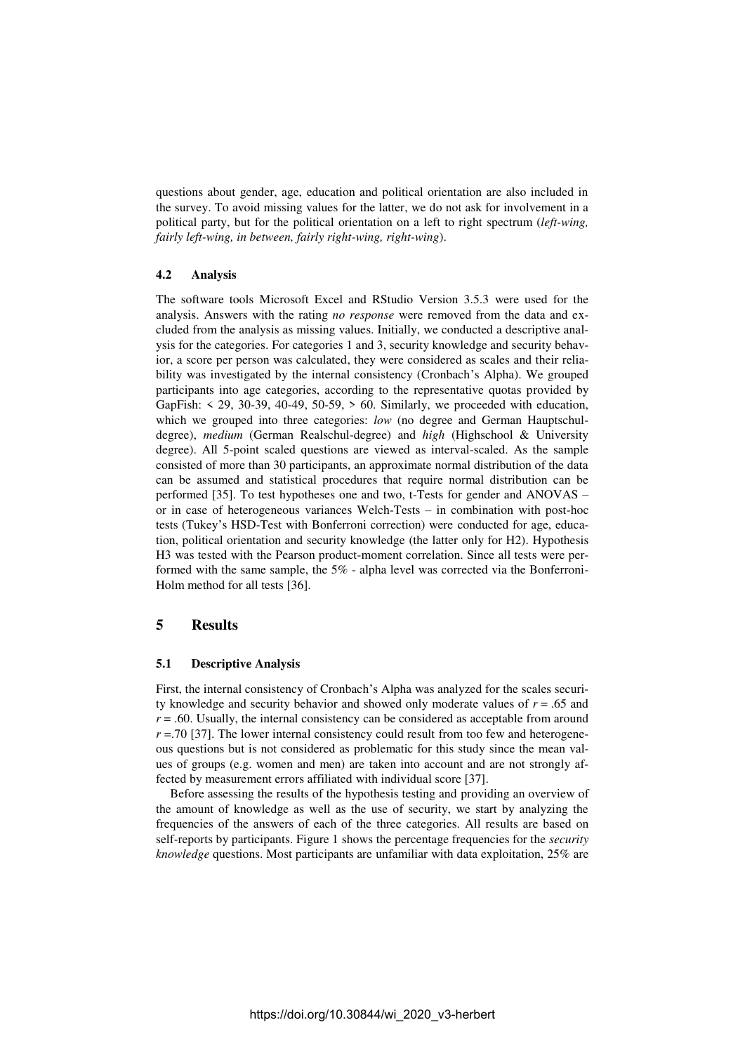questions about gender, age, education and political orientation are also included in the survey. To avoid missing values for the latter, we do not ask for involvement in a political party, but for the political orientation on a left to right spectrum (*left-wing, fairly left-wing, in between, fairly right-wing, right-wing*).

### 4.2 Analysis

The software tools Microsoft Excel and RStudio Version 3.5.3 were used for the analysis. Answers with the rating *no response* were removed from the data and excluded from the analysis as missing values. Initially, we conducted a descriptive analysis for the categories. For categories 1 and 3, security knowledge and security behavior, a score per person was calculated, they were considered as scales and their reliability was investigated by the internal consistency (Cronbach's Alpha). We grouped participants into age categories, according to the representative quotas provided by GapFish: < 29, 30-39, 40-49, 50-59, > 60. Similarly, we proceeded with education, which we grouped into three categories: *low* (no degree and German Hauptschul-degree), *medium* (German Realschul-degree) and *high* (Highschool & University degree). All 5-point scaled questions are viewed as interval-scaled. As the sample consisted of more than 30 participants, an approximate normal distribution of the data can be assumed and statistical procedures that require normal distribution can be performed [35]. To test hypotheses one and two, t-Tests for gender and ANOVAS – or in case of heterogeneous variances Welch-Tests – in combination with post-hoc tests (Tukey's HSD-Test with Bonferroni correction) were conducted for age, education, political orientation and security knowledge (the latter only for H2). Hypothesis H3 was tested with the Pearson product-moment correlation. Since all tests were performed with the same sample, the 5% - alpha level was corrected via the Bonferroni-Holm method for all tests [36].

## 5 Results

### 5.1 Descriptive Analysis

First, the internal consistency of Cronbach's Alpha was analyzed for the scales security knowledge and security behavior and showed only moderate values of $r = .65$ and $r = .60$. Usually, the internal consistency can be considered as acceptable from around $r = .70$ [37]. The lower internal consistency could result from too few and heterogeneous questions but is not considered as problematic for this study since the mean values of groups (e.g. women and men) are taken into account and are not strongly affected by measurement errors affiliated with individual score [37].

Before assessing the results of the hypothesis testing and providing an overview of the amount of knowledge as well as the use of security, we start by analyzing the frequencies of the answers of each of the three categories. All results are based on self-reports by participants. Figure 1 shows the percentage frequencies for the *security knowledge* questions. Most participants are unfamiliar with data exploitation, 25% are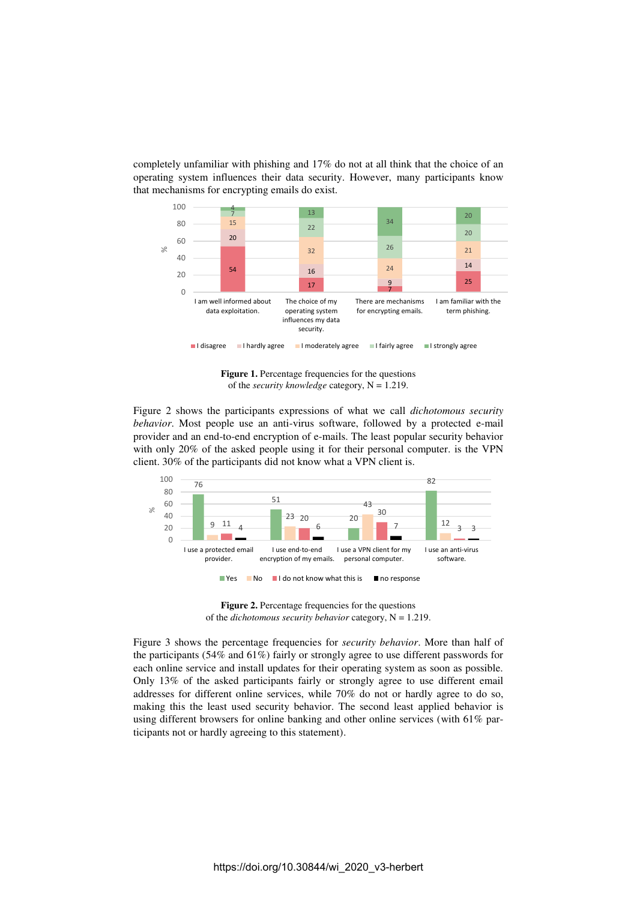completely unfamiliar with phishing and 17% do not at all think that the choice of an operating system influences their data security. However, many participants know that mechanisms for encrypting emails do exist.

100
80
60
40
20
0
%

4
7
15
20
54

13
22
32
16
17

34
26
24
9
7

20
20
21
14
25

I am well informed about data exploitation.
The choice of my operating system influences my data security.
There are mechanisms for encrypting emails.
I am familiar with the term phishing.

I disagree
I hardly agree
I moderately agree
I fairly agree
I strongly agree

**Figure 1.** Percentage frequencies for the questions of the *security knowledge* category, N = 1.219.

Figure 2 shows the participants expressions of what we call *dichotomous security behavior*. Most people use an anti-virus software, followed by a protected e-mail provider and an end-to-end encryption of e-mails. The least popular security behavior with only 20% of the asked people using it for their personal computer. is the VPN client. 30% of the participants did not know what a VPN client is.

100
80
60
40
20
0
%

76
9
11
4

51
23
20
6

20
43
30
7

82
12
3
3

I use a protected email provider.
I use end-to-end encryption of my emails.
I use a VPN client for my personal computer.
I use an anti-virus software.

Yes
No
I do not know what this is
no response

**Figure 2.** Percentage frequencies for the questions of the *dichotomous security behavior* category, N = 1.219.

Figure 3 shows the percentage frequencies for *security behavior*. More than half of the participants (54% and 61%) fairly or strongly agree to use different passwords for each online service and install updates for their operating system as soon as possible. Only 13% of the asked participants fairly or strongly agree to use different email addresses for different online services, while 70% do not or hardly agree to do so, making this the least used security behavior. The second least applied behavior is using different browsers for online banking and other online services (with 61% participants not or hardly agreeing to this statement).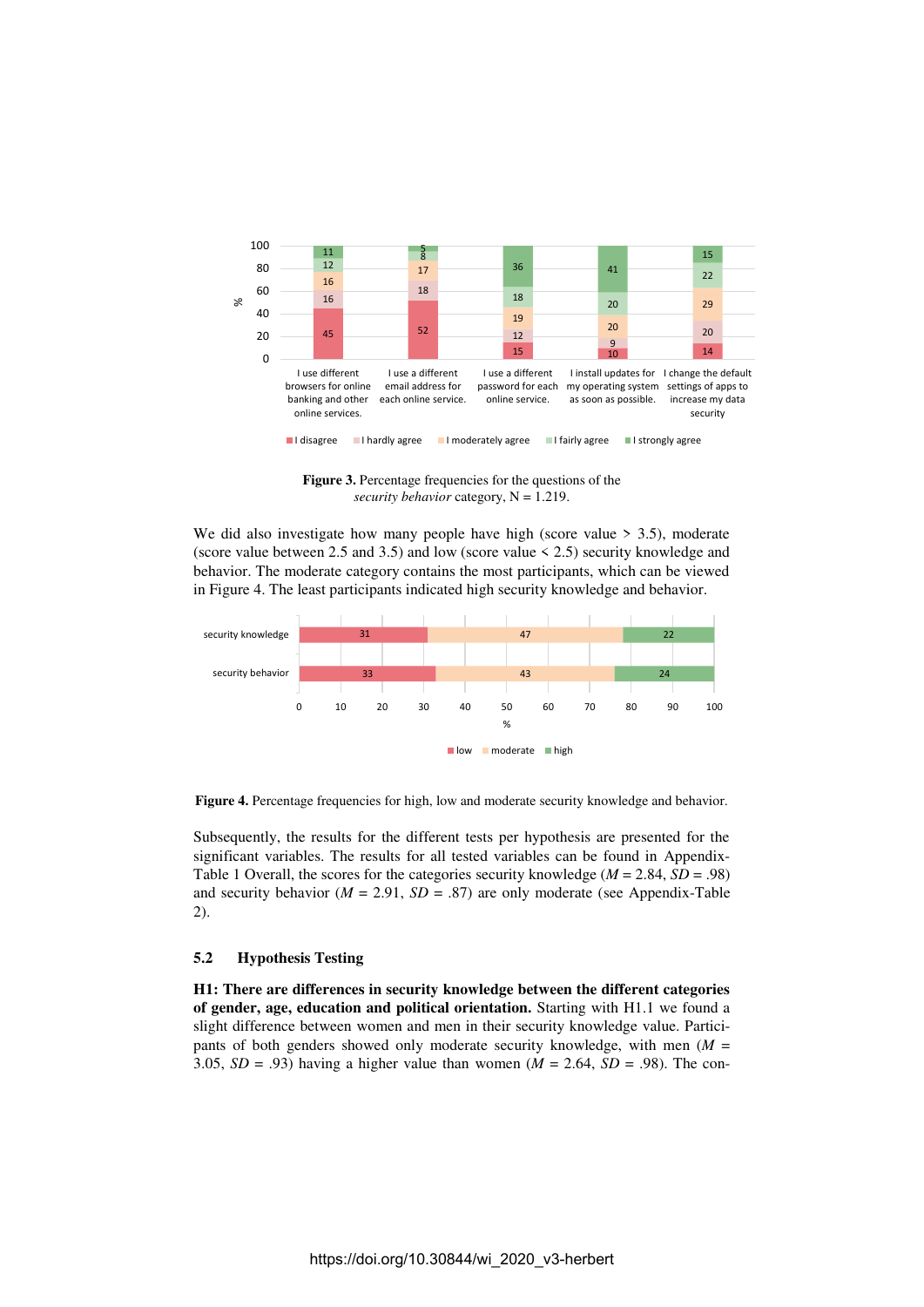100
80
60
40
20
0
%

11
12
16
16
45

5
8
17
18
52

36
18
19
12
15

41
20
20
9
10

15
22
29
20
14

I use different browsers for online banking and other online services.

I use a different email address for each online service.

I use a different password for each online service.

I install updates for my operating system as soon as possible.

I change the default settings of apps to increase my data security

I disagree, I hardly agree, I moderately agree, I fairly agree, I strongly agree

**Figure 3.** Percentage frequencies for the questions of the *security behavior* category, N = 1.219.

We did also investigate how many people have high (score value > 3.5), moderate (score value between 2.5 and 3.5) and low (score value < 2.5) security knowledge and behavior. The moderate category contains the most participants, which can be viewed in Figure 4. The least participants indicated high security knowledge and behavior.

security knowledge: 31, 47, 22

security behavior: 33, 43, 24

0 10 20 30 40 50 60 70 80 90 100

%

low, moderate, high

**Figure 4.** Percentage frequencies for high, low and moderate security knowledge and behavior.

Subsequently, the results for the different tests per hypothesis are presented for the significant variables. The results for all tested variables can be found in Appendix-Table 1 Overall, the scores for the categories security knowledge ($M$ = 2.84, $SD$ = .98) and security behavior ($M$ = 2.91, $SD$ = .87) are only moderate (see Appendix-Table 2).

### 5.2 Hypothesis Testing

**H1: There are differences in security knowledge between the different categories of gender, age, education and political orientation.** Starting with H1.1 we found a slight difference between women and men in their security knowledge value. Participants of both genders showed only moderate security knowledge, with men ($M$ = 3.05, $SD$ = .93) having a higher value than women ($M$ = 2.64, $SD$ = .98). The con-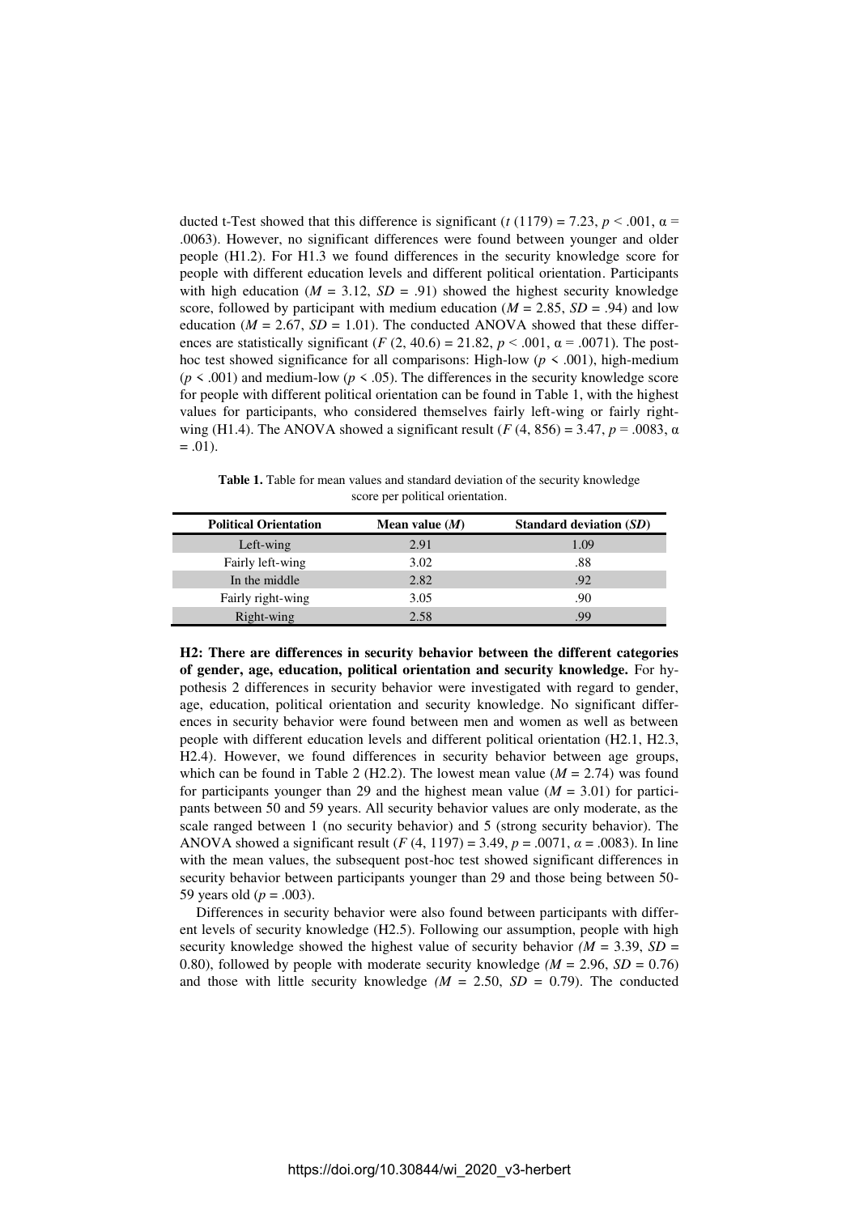ducted t-Test showed that this difference is significant ($t$ (1179) = 7.23, $p$ < .001, α = .0063). However, no significant differences were found between younger and older people (H1.2). For H1.3 we found differences in the security knowledge score for people with different education levels and different political orientation. Participants with high education ($M$ = 3.12, $SD$ = .91) showed the highest security knowledge score, followed by participant with medium education ($M$ = 2.85, $SD$ = .94) and low education ($M$ = 2.67, $SD$ = 1.01). The conducted ANOVA showed that these differences are statistically significant ($F$ (2, 40.6) = 21.82, $p$ < .001, α = .0071). The post-hoc test showed significance for all comparisons: High-low ($p$ < .001), high-medium ($p$ < .001) and medium-low ($p$ < .05). The differences in the security knowledge score for people with different political orientation can be found in Table 1, with the highest values for participants, who considered themselves fairly left-wing or fairly right-wing (H1.4). The ANOVA showed a significant result ($F$ (4, 856) = 3.47, $p$ = .0083, α = .01).

**Table 1.** Table for mean values and standard deviation of the security knowledge score per political orientation.

| Political Orientation | Mean value ($M$) | Standard deviation ($SD$) |
|---|---|---|
| Left-wing | 2.91 | 1.09 |
| Fairly left-wing | 3.02 | .88 |
| In the middle | 2.82 | .92 |
| Fairly right-wing | 3.05 | .90 |
| Right-wing | 2.58 | .99 |

**H2: There are differences in security behavior between the different categories of gender, age, education, political orientation and security knowledge.** For hypothesis 2 differences in security behavior were investigated with regard to gender, age, education, political orientation and security knowledge. No significant differences in security behavior were found between men and women as well as between people with different education levels and different political orientation (H2.1, H2.3, H2.4). However, we found differences in security behavior between age groups, which can be found in Table 2 (H2.2). The lowest mean value ($M$ = 2.74) was found for participants younger than 29 and the highest mean value ($M$ = 3.01) for participants between 50 and 59 years. All security behavior values are only moderate, as the scale ranged between 1 (no security behavior) and 5 (strong security behavior). The ANOVA showed a significant result ($F$ (4, 1197) = 3.49, $p$ = .0071, $α$ = .0083). In line with the mean values, the subsequent post-hoc test showed significant differences in security behavior between participants younger than 29 and those being between 50-59 years old ($p$ = .003).

Differences in security behavior were also found between participants with different levels of security knowledge (H2.5). Following our assumption, people with high security knowledge showed the highest value of security behavior *(M* = 3.39, $SD$ = 0.80), followed by people with moderate security knowledge *(M* = 2.96, $SD$ = 0.76) and those with little security knowledge *(M* = 2.50, $SD$ = 0.79). The conducted

https://doi.org/10.30844/wi_2020_v3-herbert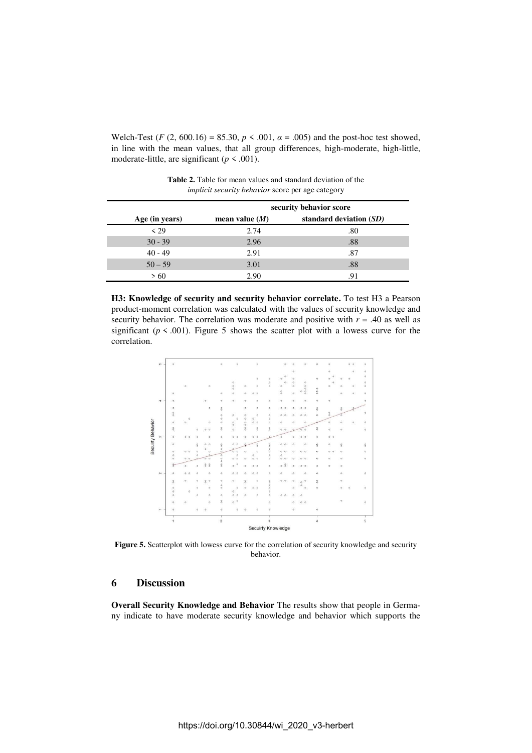Welch-Test ($F$ (2, 600.16) = 85.30, $p$ < .001, $\alpha$ = .005) and the post-hoc test showed, in line with the mean values, that all group differences, high-moderate, high-little, moderate-little, are significant ($p$ < .001).

**Table 2.** Table for mean values and standard deviation of the *implicit security behavior* score per age category

| | security behavior score | |
|---|---|---|
| **Age (in years)** | **mean value (*M*)** | **standard deviation (*SD*)** |
| < 29 | 2.74 | .80 |
| 30 - 39 | 2.96 | .88 |
| 40 - 49 | 2.91 | .87 |
| 50 – 59 | 3.01 | .88 |
| > 60 | 2.90 | .91 |

**H3: Knowledge of security and security behavior correlate.** To test H3 a Pearson product-moment correlation was calculated with the values of security knowledge and security behavior. The correlation was moderate and positive with $r$ = .40 as well as significant ($p$ < .001). Figure 5 shows the scatter plot with a lowess curve for the correlation.

**Figure 5.** Scatterplot with lowess curve for the correlation of security knowledge and security behavior.

## 6 Discussion

**Overall Security Knowledge and Behavior** The results show that people in Germany indicate to have moderate security knowledge and behavior which supports the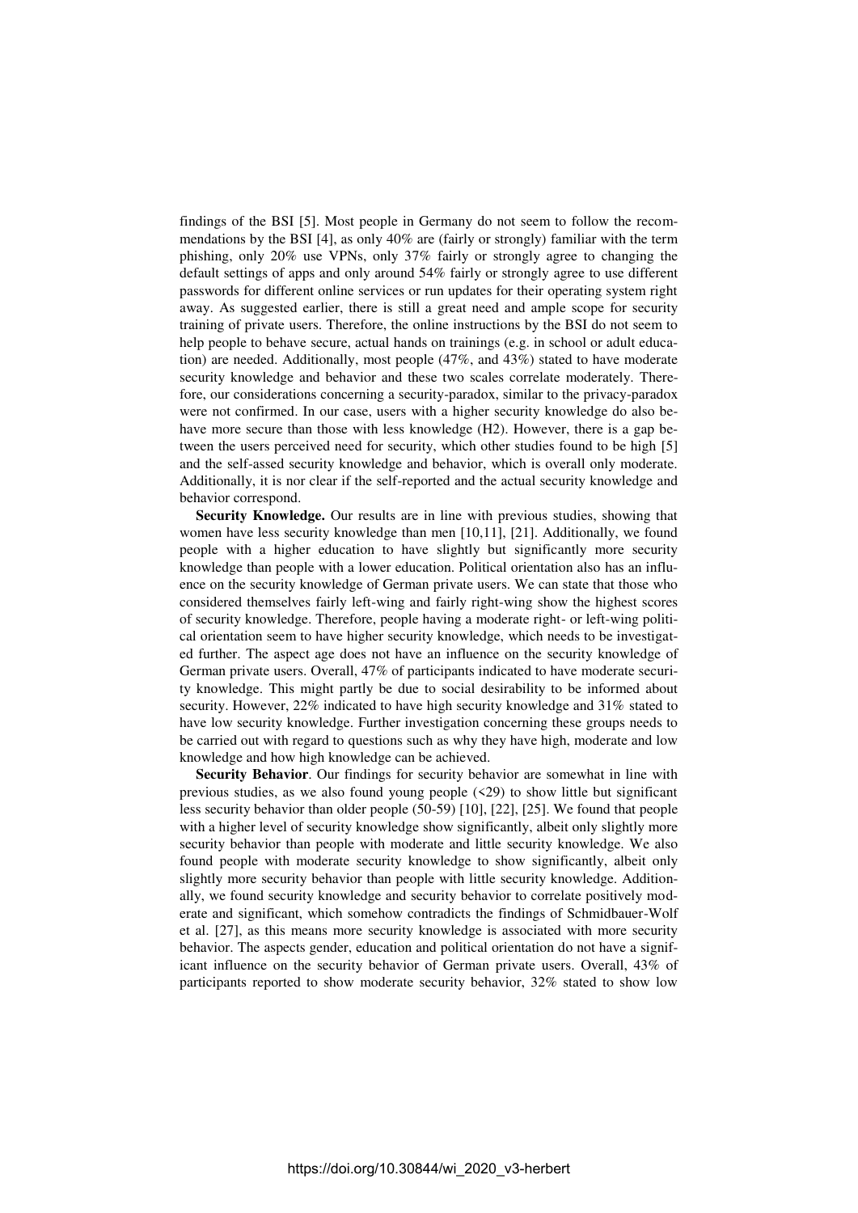findings of the BSI [5]. Most people in Germany do not seem to follow the recommendations by the BSI [4], as only 40% are (fairly or strongly) familiar with the term phishing, only 20% use VPNs, only 37% fairly or strongly agree to changing the default settings of apps and only around 54% fairly or strongly agree to use different passwords for different online services or run updates for their operating system right away. As suggested earlier, there is still a great need and ample scope for security training of private users. Therefore, the online instructions by the BSI do not seem to help people to behave secure, actual hands on trainings (e.g. in school or adult education) are needed. Additionally, most people (47%, and 43%) stated to have moderate security knowledge and behavior and these two scales correlate moderately. Therefore, our considerations concerning a security-paradox, similar to the privacy-paradox were not confirmed. In our case, users with a higher security knowledge do also behave more secure than those with less knowledge (H2). However, there is a gap between the users perceived need for security, which other studies found to be high [5] and the self-assed security knowledge and behavior, which is overall only moderate. Additionally, it is nor clear if the self-reported and the actual security knowledge and behavior correspond.

**Security Knowledge.** Our results are in line with previous studies, showing that women have less security knowledge than men [10,11], [21]. Additionally, we found people with a higher education to have slightly but significantly more security knowledge than people with a lower education. Political orientation also has an influence on the security knowledge of German private users. We can state that those who considered themselves fairly left-wing and fairly right-wing show the highest scores of security knowledge. Therefore, people having a moderate right- or left-wing political orientation seem to have higher security knowledge, which needs to be investigated further. The aspect age does not have an influence on the security knowledge of German private users. Overall, 47% of participants indicated to have moderate security knowledge. This might partly be due to social desirability to be informed about security. However, 22% indicated to have high security knowledge and 31% stated to have low security knowledge. Further investigation concerning these groups needs to be carried out with regard to questions such as why they have high, moderate and low knowledge and how high knowledge can be achieved.

**Security Behavior**. Our findings for security behavior are somewhat in line with previous studies, as we also found young people (<29) to show little but significant less security behavior than older people (50-59) [10], [22], [25]. We found that people with a higher level of security knowledge show significantly, albeit only slightly more security behavior than people with moderate and little security knowledge. We also found people with moderate security knowledge to show significantly, albeit only slightly more security behavior than people with little security knowledge. Additionally, we found security knowledge and security behavior to correlate positively moderate and significant, which somehow contradicts the findings of Schmidbauer-Wolf et al. [27], as this means more security knowledge is associated with more security behavior. The aspects gender, education and political orientation do not have a significant influence on the security behavior of German private users. Overall, 43% of participants reported to show moderate security behavior, 32% stated to show low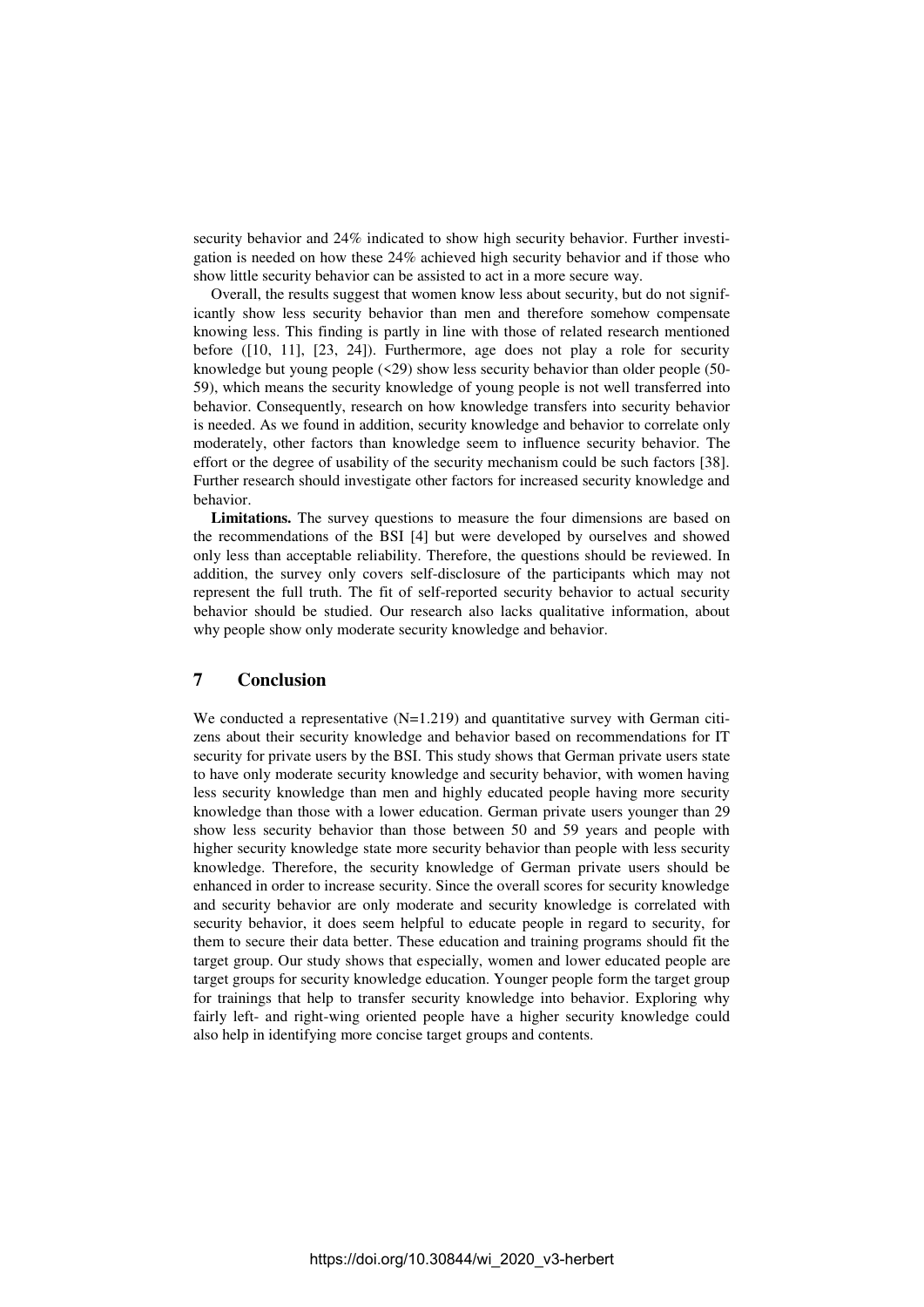security behavior and 24% indicated to show high security behavior. Further investigation is needed on how these 24% achieved high security behavior and if those who show little security behavior can be assisted to act in a more secure way.

Overall, the results suggest that women know less about security, but do not significantly show less security behavior than men and therefore somehow compensate knowing less. This finding is partly in line with those of related research mentioned before ([10, 11], [23, 24]). Furthermore, age does not play a role for security knowledge but young people (<29) show less security behavior than older people (50-59), which means the security knowledge of young people is not well transferred into behavior. Consequently, research on how knowledge transfers into security behavior is needed. As we found in addition, security knowledge and behavior to correlate only moderately, other factors than knowledge seem to influence security behavior. The effort or the degree of usability of the security mechanism could be such factors [38]. Further research should investigate other factors for increased security knowledge and behavior.

**Limitations.** The survey questions to measure the four dimensions are based on the recommendations of the BSI [4] but were developed by ourselves and showed only less than acceptable reliability. Therefore, the questions should be reviewed. In addition, the survey only covers self-disclosure of the participants which may not represent the full truth. The fit of self-reported security behavior to actual security behavior should be studied. Our research also lacks qualitative information, about why people show only moderate security knowledge and behavior.

## 7 Conclusion

We conducted a representative (N=1.219) and quantitative survey with German citizens about their security knowledge and behavior based on recommendations for IT security for private users by the BSI. This study shows that German private users state to have only moderate security knowledge and security behavior, with women having less security knowledge than men and highly educated people having more security knowledge than those with a lower education. German private users younger than 29 show less security behavior than those between 50 and 59 years and people with higher security knowledge state more security behavior than people with less security knowledge. Therefore, the security knowledge of German private users should be enhanced in order to increase security. Since the overall scores for security knowledge and security behavior are only moderate and security knowledge is correlated with security behavior, it does seem helpful to educate people in regard to security, for them to secure their data better. These education and training programs should fit the target group. Our study shows that especially, women and lower educated people are target groups for security knowledge education. Younger people form the target group for trainings that help to transfer security knowledge into behavior. Exploring why fairly left- and right-wing oriented people have a higher security knowledge could also help in identifying more concise target groups and contents.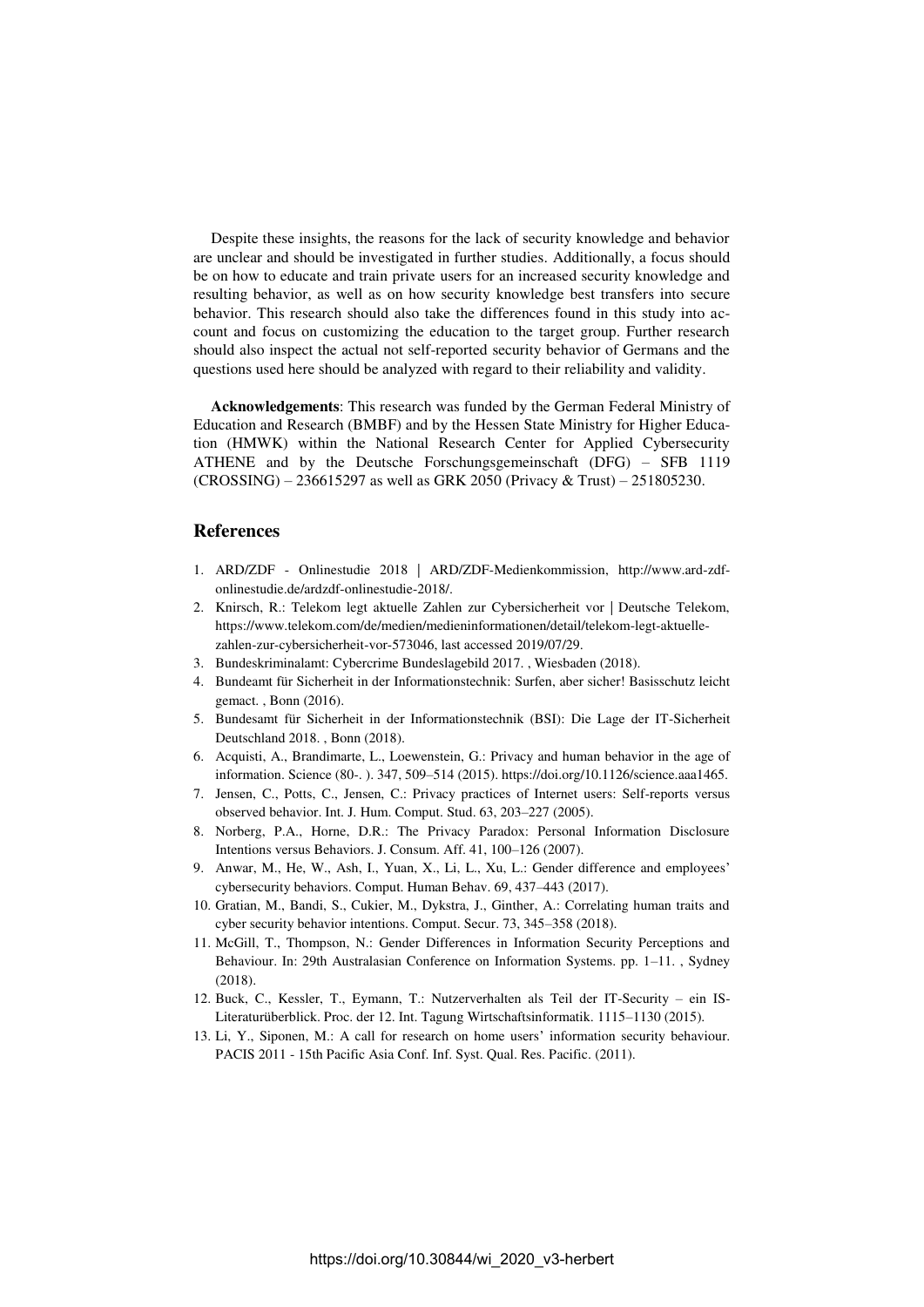Despite these insights, the reasons for the lack of security knowledge and behavior are unclear and should be investigated in further studies. Additionally, a focus should be on how to educate and train private users for an increased security knowledge and resulting behavior, as well as on how security knowledge best transfers into secure behavior. This research should also take the differences found in this study into account and focus on customizing the education to the target group. Further research should also inspect the actual not self-reported security behavior of Germans and the questions used here should be analyzed with regard to their reliability and validity.

**Acknowledgements**: This research was funded by the German Federal Ministry of Education and Research (BMBF) and by the Hessen State Ministry for Higher Education (HMWK) within the National Research Center for Applied Cybersecurity ATHENE and by the Deutsche Forschungsgemeinschaft (DFG) – SFB 1119 (CROSSING) – 236615297 as well as GRK 2050 (Privacy & Trust) – 251805230.

## References

1. ARD/ZDF - Onlinestudie 2018 | ARD/ZDF-Medienkommission, http://www.ard-zdf-onlinestudie.de/ardzdf-onlinestudie-2018/.
2. Knirsch, R.: Telekom legt aktuelle Zahlen zur Cybersicherheit vor | Deutsche Telekom, https://www.telekom.com/de/medien/medieninformationen/detail/telekom-legt-aktuelle-zahlen-zur-cybersicherheit-vor-573046, last accessed 2019/07/29.
3. Bundeskriminalamt: Cybercrime Bundeslagebild 2017. , Wiesbaden (2018).
4. Bundeamt für Sicherheit in der Informationstechnik: Surfen, aber sicher! Basisschutz leicht gemact. , Bonn (2016).
5. Bundesamt für Sicherheit in der Informationstechnik (BSI): Die Lage der IT-Sicherheit Deutschland 2018. , Bonn (2018).
6. Acquisti, A., Brandimarte, L., Loewenstein, G.: Privacy and human behavior in the age of information. Science (80-. ). 347, 509–514 (2015). https://doi.org/10.1126/science.aaa1465.
7. Jensen, C., Potts, C., Jensen, C.: Privacy practices of Internet users: Self-reports versus observed behavior. Int. J. Hum. Comput. Stud. 63, 203–227 (2005).
8. Norberg, P.A., Horne, D.R.: The Privacy Paradox: Personal Information Disclosure Intentions versus Behaviors. J. Consum. Aff. 41, 100–126 (2007).
9. Anwar, M., He, W., Ash, I., Yuan, X., Li, L., Xu, L.: Gender difference and employees' cybersecurity behaviors. Comput. Human Behav. 69, 437–443 (2017).
10. Gratian, M., Bandi, S., Cukier, M., Dykstra, J., Ginther, A.: Correlating human traits and cyber security behavior intentions. Comput. Secur. 73, 345–358 (2018).
11. McGill, T., Thompson, N.: Gender Differences in Information Security Perceptions and Behaviour. In: 29th Australasian Conference on Information Systems. pp. 1–11. , Sydney (2018).
12. Buck, C., Kessler, T., Eymann, T.: Nutzerverhalten als Teil der IT-Security – ein IS-Literaturüberblick. Proc. der 12. Int. Tagung Wirtschaftsinformatik. 1115–1130 (2015).
13. Li, Y., Siponen, M.: A call for research on home users' information security behaviour. PACIS 2011 - 15th Pacific Asia Conf. Inf. Syst. Qual. Res. Pacific. (2011).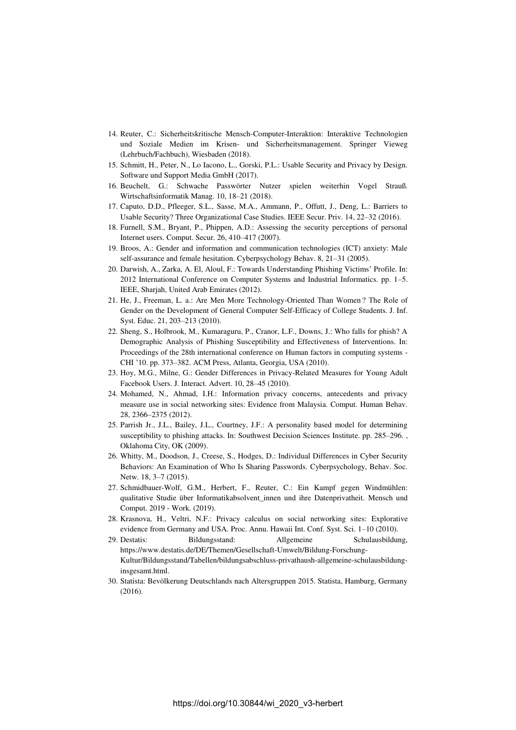14. Reuter, C.: Sicherheitskritische Mensch-Computer-Interaktion: Interaktive Technologien und Soziale Medien im Krisen- und Sicherheitsmanagement. Springer Vieweg (Lehrbuch/Fachbuch), Wiesbaden (2018).
15. Schmitt, H., Peter, N., Lo Iacono, L., Gorski, P.L.: Usable Security and Privacy by Design. Software und Support Media GmbH (2017).
16. Beuchelt, G.: Schwache Passwörter Nutzer spielen weiterhin Vogel Strauß. Wirtschaftsinformatik Manag. 10, 18–21 (2018).
17. Caputo, D.D., Pfleeger, S.L., Sasse, M.A., Ammann, P., Offutt, J., Deng, L.: Barriers to Usable Security? Three Organizational Case Studies. IEEE Secur. Priv. 14, 22–32 (2016).
18. Furnell, S.M., Bryant, P., Phippen, A.D.: Assessing the security perceptions of personal Internet users. Comput. Secur. 26, 410–417 (2007).
19. Broos, A.: Gender and information and communication technologies (ICT) anxiety: Male self-assurance and female hesitation. Cyberpsychology Behav. 8, 21–31 (2005).
20. Darwish, A., Zarka, A. El, Aloul, F.: Towards Understanding Phishing Victims' Profile. In: 2012 International Conference on Computer Systems and Industrial Informatics. pp. 1–5. IEEE, Sharjah, United Arab Emirates (2012).
21. He, J., Freeman, L. a.: Are Men More Technology-Oriented Than Women ? The Role of Gender on the Development of General Computer Self-Efficacy of College Students. J. Inf. Syst. Educ. 21, 203–213 (2010).
22. Sheng, S., Holbrook, M., Kumaraguru, P., Cranor, L.F., Downs, J.: Who falls for phish? A Demographic Analysis of Phishing Susceptibility and Effectiveness of Interventions. In: Proceedings of the 28th international conference on Human factors in computing systems - CHI '10. pp. 373–382. ACM Press, Atlanta, Georgia, USA (2010).
23. Hoy, M.G., Milne, G.: Gender Differences in Privacy-Related Measures for Young Adult Facebook Users. J. Interact. Advert. 10, 28–45 (2010).
24. Mohamed, N., Ahmad, I.H.: Information privacy concerns, antecedents and privacy measure use in social networking sites: Evidence from Malaysia. Comput. Human Behav. 28, 2366–2375 (2012).
25. Parrish Jr., J.L., Bailey, J.L., Courtney, J.F.: A personality based model for determining susceptibility to phishing attacks. In: Southwest Decision Sciences Institute. pp. 285–296. , Oklahoma City, OK (2009).
26. Whitty, M., Doodson, J., Creese, S., Hodges, D.: Individual Differences in Cyber Security Behaviors: An Examination of Who Is Sharing Passwords. Cyberpsychology, Behav. Soc. Netw. 18, 3–7 (2015).
27. Schmidbauer-Wolf, G.M., Herbert, F., Reuter, C.: Ein Kampf gegen Windmühlen: qualitative Studie über Informatikabsolvent_innen und ihre Datenprivatheit. Mensch und Comput. 2019 - Work. (2019).
28. Krasnova, H., Veltri, N.F.: Privacy calculus on social networking sites: Explorative evidence from Germany and USA. Proc. Annu. Hawaii Int. Conf. Syst. Sci. 1–10 (2010).
29. Destatis: Bildungsstand: Allgemeine Schulausbildung, https://www.destatis.de/DE/Themen/Gesellschaft-Umwelt/Bildung-Forschung-Kultur/Bildungsstand/Tabellen/bildungsabschluss-privathaush-allgemeine-schulausbildung-insgesamt.html.
30. Statista: Bevölkerung Deutschlands nach Altersgruppen 2015. Statista, Hamburg, Germany (2016).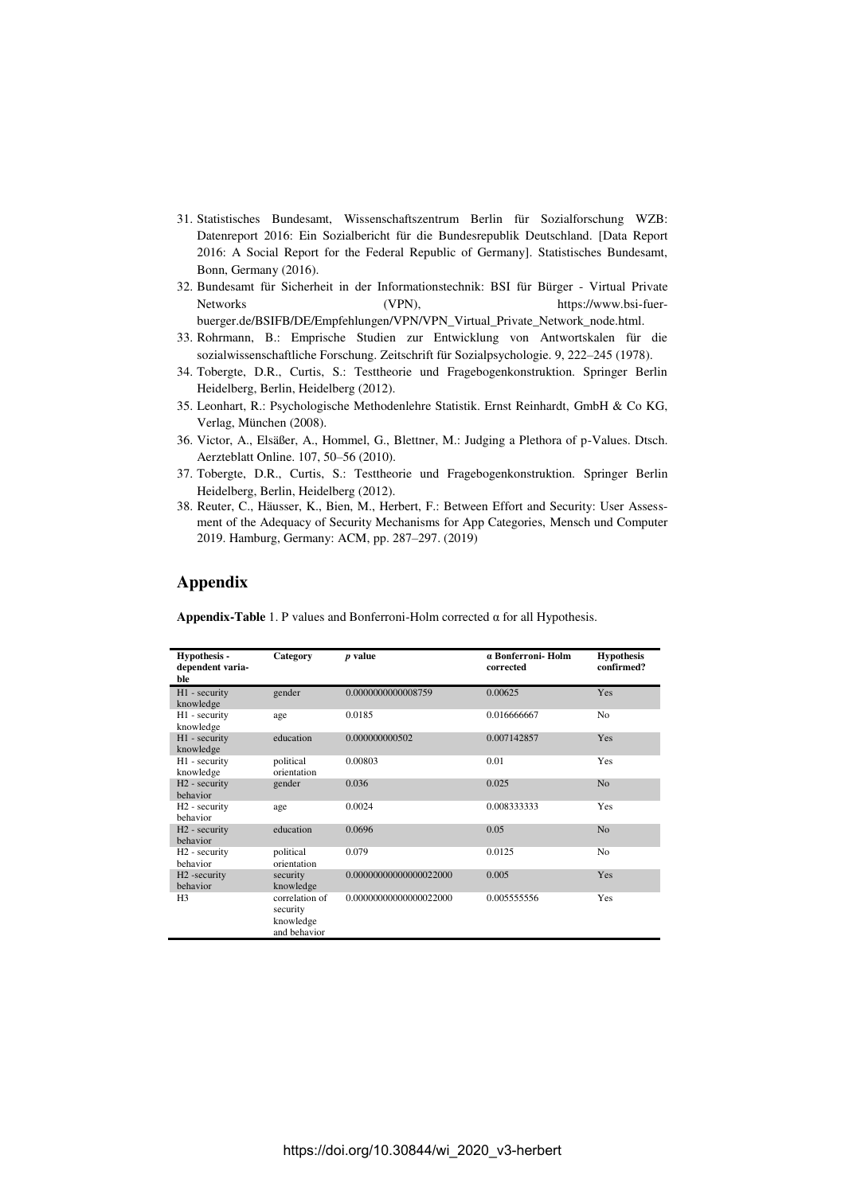31. Statistisches Bundesamt, Wissenschaftszentrum Berlin für Sozialforschung WZB: Datenreport 2016: Ein Sozialbericht für die Bundesrepublik Deutschland. [Data Report 2016: A Social Report for the Federal Republic of Germany]. Statistisches Bundesamt, Bonn, Germany (2016).
32. Bundesamt für Sicherheit in der Informationstechnik: BSI für Bürger - Virtual Private Networks (VPN), https://www.bsi-fuer-buerger.de/BSIFB/DE/Empfehlungen/VPN/VPN_Virtual_Private_Network_node.html.
33. Rohrmann, B.: Emprische Studien zur Entwicklung von Antwortskalen für die sozialwissenschaftliche Forschung. Zeitschrift für Sozialpsychologie. 9, 222–245 (1978).
34. Tobergte, D.R., Curtis, S.: Testtheorie und Fragebogenkonstruktion. Springer Berlin Heidelberg, Berlin, Heidelberg (2012).
35. Leonhart, R.: Psychologische Methodenlehre Statistik. Ernst Reinhardt, GmbH & Co KG, Verlag, München (2008).
36. Victor, A., Elsäßer, A., Hommel, G., Blettner, M.: Judging a Plethora of p-Values. Dtsch. Aerzteblatt Online. 107, 50–56 (2010).
37. Tobergte, D.R., Curtis, S.: Testtheorie und Fragebogenkonstruktion. Springer Berlin Heidelberg, Berlin, Heidelberg (2012).
38. Reuter, C., Häusser, K., Bien, M., Herbert, F.: Between Effort and Security: User Assessment of the Adequacy of Security Mechanisms for App Categories, Mensch und Computer 2019. Hamburg, Germany: ACM, pp. 287–297. (2019)

## Appendix

**Appendix-Table** 1. P values and Bonferroni-Holm corrected α for all Hypothesis.

| **Hypothesis - dependent variable** | **Category** | ***p* value** | **α Bonferroni- Holm corrected** | **Hypothesis confirmed?** |
|---|---|---|---|---|
| H1 - security knowledge | gender | 0.0000000000008759 | 0.00625 | Yes |
| H1 - security knowledge | age | 0.0185 | 0.016666667 | No |
| H1 - security knowledge | education | 0.000000000502 | 0.007142857 | Yes |
| H1 - security knowledge | political orientation | 0.00803 | 0.01 | Yes |
| H2 - security behavior | gender | 0.036 | 0.025 | No |
| H2 - security behavior | age | 0.0024 | 0.008333333 | Yes |
| H2 - security behavior | education | 0.0696 | 0.05 | No |
| H2 - security behavior | political orientation | 0.079 | 0.0125 | No |
| H2 -security behavior | security knowledge | 0.00000000000000022000 | 0.005 | Yes |
| H3 | correlation of security knowledge and behavior | 0.00000000000000022000 | 0.005555556 | Yes |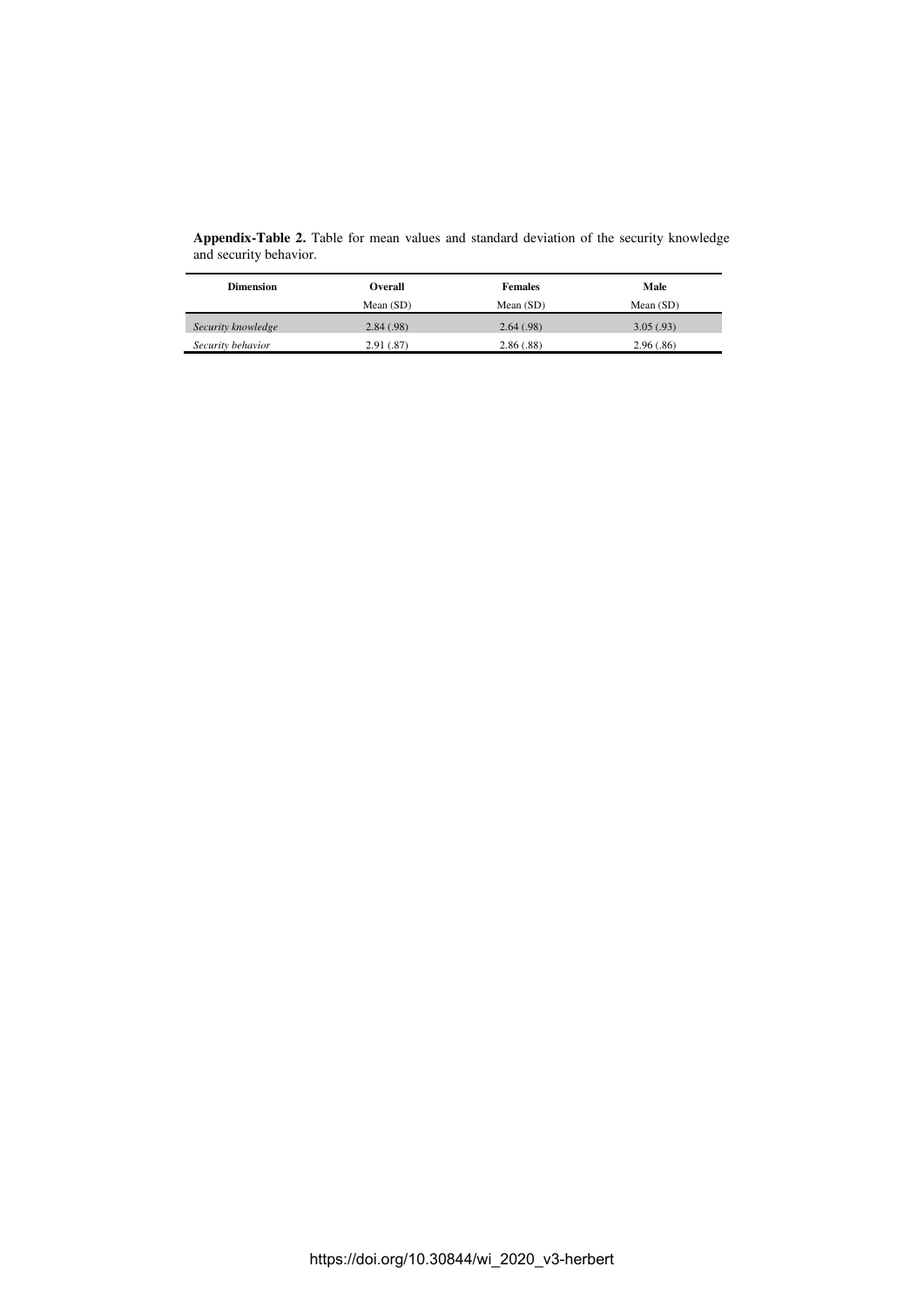**Appendix-Table 2.** Table for mean values and standard deviation of the security knowledge and security behavior.

| Dimension | Overall | Females | Male |
|---|---|---|---|
| | Mean (SD) | Mean (SD) | Mean (SD) |
| *Security knowledge* | 2.84 (.98) | 2.64 (.98) | 3.05 (.93) |
| *Security behavior* | 2.91 (.87) | 2.86 (.88) | 2.96 (.86) |

https://doi.org/10.30844/wi_2020_v3-herbert